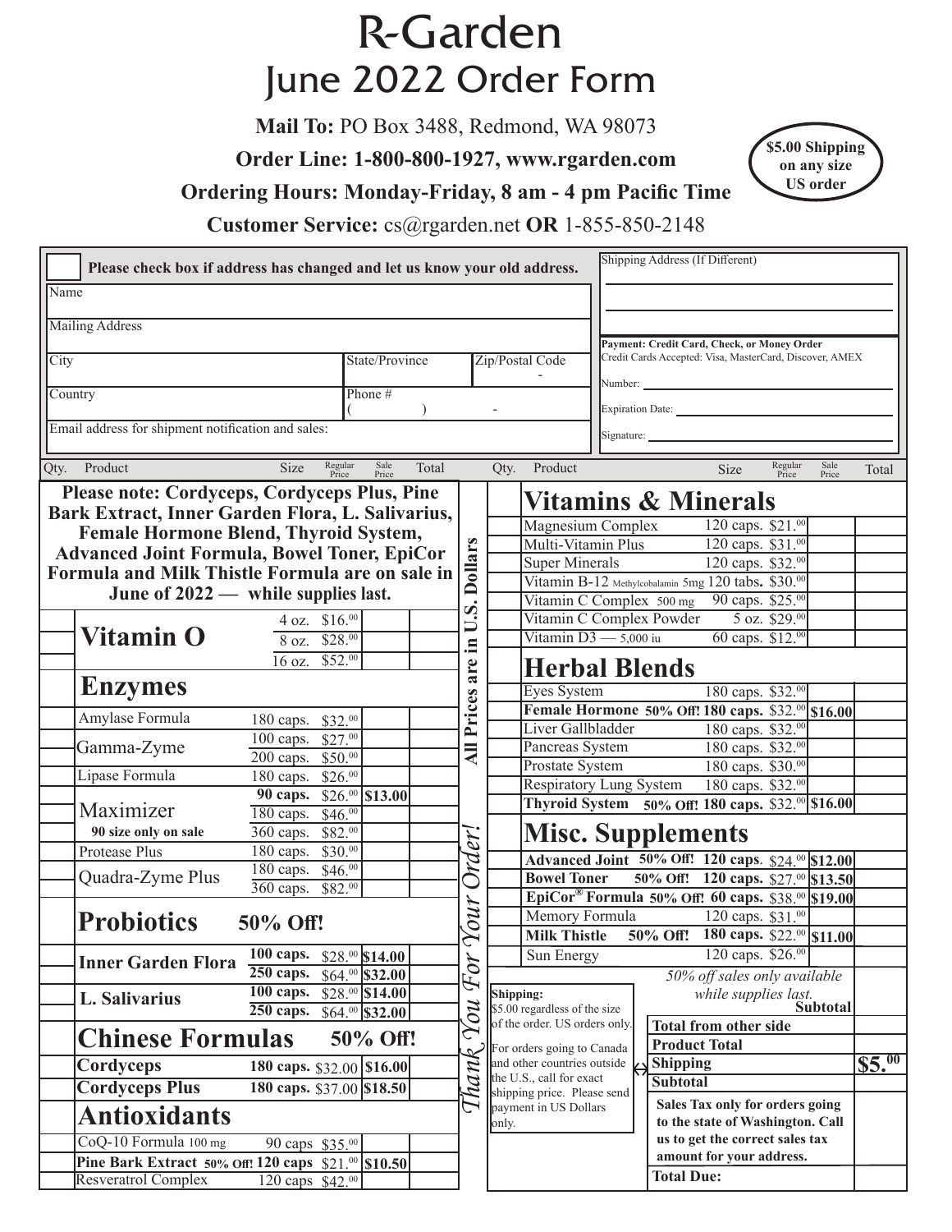# R-Garden

## June 2022 Order Form

**Mail To:** PO Box 3488, Redmond, WA 98073

**Order Line: 1-800-800-1927, www.rgarden.com**

**Ordering Hours: Monday-Friday, 8 am - 4 pm Pacific Time**

**Customer Service:** cs@rgarden.net **OR** 1-855-850-2148

**$5.00 Shipping on any size US order**

☐ **Please check box if address has changed and let us know your old address.**

| | | |
|---|---|---|
| Name | | |
| Mailing Address | | |
| City | State/Province | Zip/Postal Code - |
| Country | Phone # ( ) - | |
| Email address for shipment notification and sales: | | |

Shipping Address (If Different)

**Payment: Credit Card, Check, or Money Order**
Credit Cards Accepted: Visa, MasterCard, Discover, AMEX

Number:

Expiration Date:

Signature:

**Please note: Cordyceps, Cordyceps Plus, Pine Bark Extract, Inner Garden Flora, L. Salivarius, Female Hormone Blend, Thyroid System, Advanced Joint Formula, Bowel Toner, EpiCor Formula and Milk Thistle Formula are on sale in June of 2022 — while supplies last.**

| Qty. | Product | Size | Regular Price | Sale Price | Total |
|---|---|---|---|---|---|
| | **Vitamin O** | | | | |
| | | 4 oz. | $16.00 | | |
| | | 8 oz. | $28.00 | | |
| | | 16 oz. | $52.00 | | |
| | **Enzymes** | | | | |
| | Amylase Formula | 180 caps. | $32.00 | | |
| | Gamma-Zyme | 100 caps. | $27.00 | | |
| | | 200 caps. | $50.00 | | |
| | Lipase Formula | 180 caps. | $26.00 | | |
| | Maximizer (**90 size only on sale**) | **90 caps.** | $26.00 | **$13.00** | |
| | | 180 caps. | $46.00 | | |
| | | 360 caps. | $82.00 | | |
| | Protease Plus | 180 caps. | $30.00 | | |
| | Quadra-Zyme Plus | 180 caps. | $46.00 | | |
| | | 360 caps. | $82.00 | | |
| | **Probiotics 50% Off!** | | | | |
| | **Inner Garden Flora** | **100 caps.** | $28.00 | **$14.00** | |
| | | **250 caps.** | $64.00 | **$32.00** | |
| | **L. Salivarius** | **100 caps.** | $28.00 | **$14.00** | |
| | | **250 caps.** | $64.00 | **$32.00** | |
| | **Chinese Formulas 50% Off!** | | | | |
| | **Cordyceps** | **180 caps.** | $32.00 | **$16.00** | |
| | **Cordyceps Plus** | **180 caps.** | $37.00 | **$18.50** | |
| | **Antioxidants** | | | | |
| | CoQ-10 Formula 100 mg | 90 caps | $35.00 | | |
| | **Pine Bark Extract 50% Off!** | **120 caps** | $21.00 | **$10.50** | |
| | Resveratrol Complex | 120 caps | $42.00 | | |

**All Prices are in U.S. Dollars**

*Thank You For Your Order!*

| Qty. | Product | Size | Regular Price | Sale Price | Total |
|---|---|---|---|---|---|
| | **Vitamins & Minerals** | | | | |
| | Magnesium Complex | 120 caps. | $21.00 | | |
| | Multi-Vitamin Plus | 120 caps. | $31.00 | | |
| | Super Minerals | 120 caps. | $32.00 | | |
| | Vitamin B-12 Methylcobalamin 5mg | 120 tabs. | $30.00 | | |
| | Vitamin C Complex 500 mg | 90 caps. | $25.00 | | |
| | Vitamin C Complex Powder | 5 oz. | $29.00 | | |
| | Vitamin D3 — 5,000 iu | 60 caps. | $12.00 | | |
| | **Herbal Blends** | | | | |
| | Eyes System | 180 caps. | $32.00 | | |
| | **Female Hormone 50% Off!** | **180 caps.** | $32.00 | **$16.00** | |
| | Liver Gallbladder | 180 caps. | $32.00 | | |
| | Pancreas System | 180 caps. | $32.00 | | |
| | Prostate System | 180 caps. | $30.00 | | |
| | Respiratory Lung System | 180 caps. | $32.00 | | |
| | **Thyroid System 50% Off!** | **180 caps.** | $32.00 | **$16.00** | |
| | **Misc. Supplements** | | | | |
| | **Advanced Joint 50% Off!** | **120 caps.** | $24.00 | **$12.00** | |
| | **Bowel Toner 50% Off!** | **120 caps.** | $27.00 | **$13.50** | |
| | **EpiCor® Formula 50% Off!** | **60 caps.** | $38.00 | **$19.00** | |
| | Memory Formula | 120 caps. | $31.00 | | |
| | **Milk Thistle 50% Off!** | **180 caps.** | $22.00 | **$11.00** | |
| | Sun Energy | 120 caps. | $26.00 | | |

*50% off sales only available while supplies last.*

**Shipping:**
$5.00 regardless of the size of the order. US orders only.

For orders going to Canada and other countries outside the U.S., call for exact shipping price. Please send payment in US Dollars only.

| | |
|---|---|
| **Subtotal** | |
| **Total from other side** | |
| **Product Total** | |
| **Shipping** | **$5.00** |
| **Subtotal** | |
| **Sales Tax only for orders going to the state of Washington. Call us to get the correct sales tax amount for your address.** | |
| **Total Due:** | |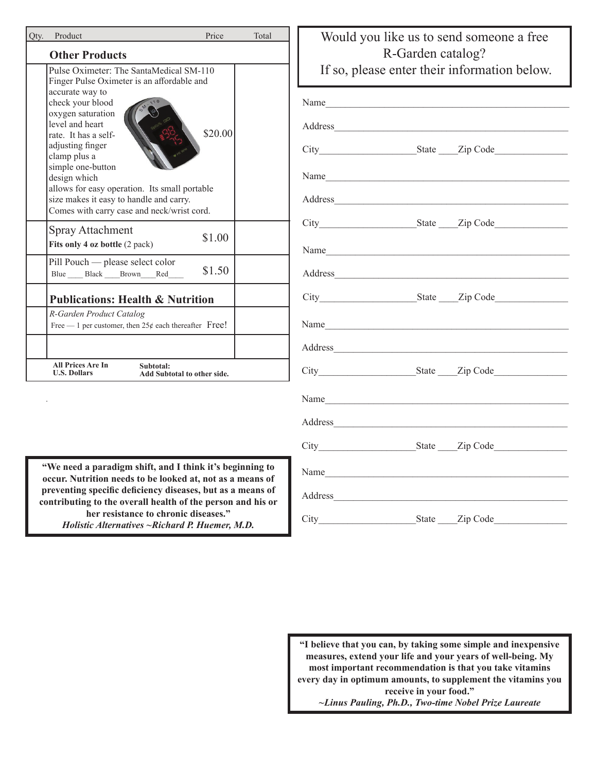| Qty. | Product | Price | Total |
| --- | --- | --- | --- |
| | **Other Products** | | |
| | Pulse Oximeter: The SantaMedical SM-110 Finger Pulse Oximeter is an affordable and accurate way to check your blood oxygen saturation level and heart rate. It has a self-adjusting finger clamp plus a simple one-button design which allows for easy operation. Its small portable size makes it easy to handle and carry. Comes with carry case and neck/wrist cord. | $20.00 | |
| | Spray Attachment **Fits only 4 oz bottle** (2 pack) | $1.00 | |
| | Pill Pouch — please select color Blue ____ Black ____ Brown ____ Red ____ | $1.50 | |
| | **Publications: Health & Nutrition** | | |
| | *R-Garden Product Catalog* Free — 1 per customer, then 25¢ each thereafter | Free! | |
| | | | |
| | **All Prices Are In U.S. Dollars** | **Subtotal: Add Subtotal to other side.** | |

**“We need a paradigm shift, and I think it’s beginning to occur. Nutrition needs to be looked at, not as a means of preventing specific deficiency diseases, but as a means of contributing to the overall health of the person and his or her resistance to chronic diseases.”**
***Holistic Alternatives ~Richard P. Huemer, M.D.***

Would you like us to send someone a free R-Garden catalog?
If so, please enter their information below.

Name_______________________________________________

Address_____________________________________________

City___________________State ____Zip Code_______________

Name_______________________________________________

Address_____________________________________________

City___________________State ____Zip Code_______________

Name_______________________________________________

Address_____________________________________________

City___________________State ____Zip Code_______________

Name_______________________________________________

Address_____________________________________________

City___________________State ____Zip Code_______________

Name_______________________________________________

Address_____________________________________________

City___________________State ____Zip Code_______________

Name_______________________________________________

Address_____________________________________________

City___________________State ____Zip Code_______________

**“I believe that you can, by taking some simple and inexpensive measures, extend your life and your years of well-being. My most important recommendation is that you take vitamins every day in optimum amounts, to supplement the vitamins you receive in your food.”**
***~Linus Pauling, Ph.D., Two-time Nobel Prize Laureate***